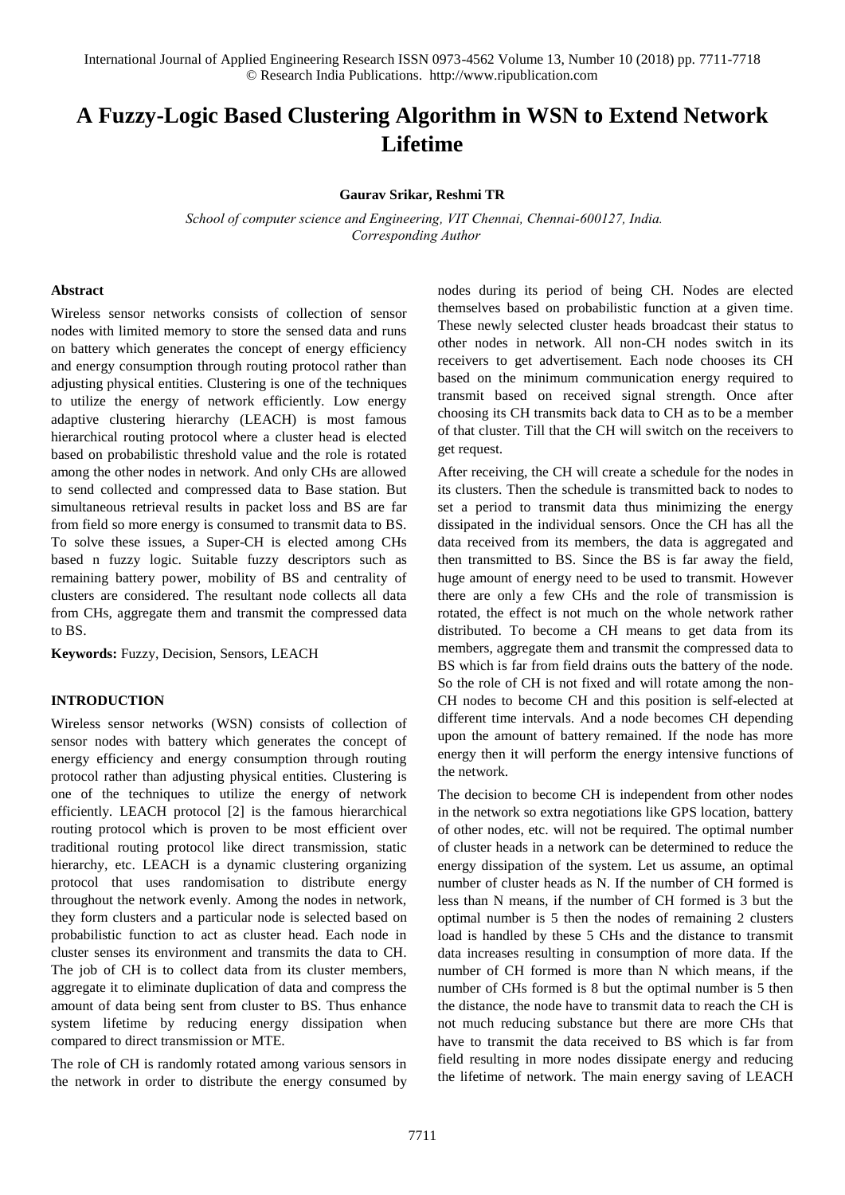# A Fuzzy-Logic Based Clustering Algorithm in WSN to Extend Network Lifetime

**Gaurav Srikar, Reshmi TR**

*School of computer science and Engineering, VIT Chennai, Chennai-600127, India.*
*Corresponding Author*

## Abstract

Wireless sensor networks consists of collection of sensor nodes with limited memory to store the sensed data and runs on battery which generates the concept of energy efficiency and energy consumption through routing protocol rather than adjusting physical entities. Clustering is one of the techniques to utilize the energy of network efficiently. Low energy adaptive clustering hierarchy (LEACH) is most famous hierarchical routing protocol where a cluster head is elected based on probabilistic threshold value and the role is rotated among the other nodes in network. And only CHs are allowed to send collected and compressed data to Base station. But simultaneous retrieval results in packet loss and BS are far from field so more energy is consumed to transmit data to BS. To solve these issues, a Super-CH is elected among CHs based n fuzzy logic. Suitable fuzzy descriptors such as remaining battery power, mobility of BS and centrality of clusters are considered. The resultant node collects all data from CHs, aggregate them and transmit the compressed data to BS.

**Keywords:** Fuzzy, Decision, Sensors, LEACH

## INTRODUCTION

Wireless sensor networks (WSN) consists of collection of sensor nodes with battery which generates the concept of energy efficiency and energy consumption through routing protocol rather than adjusting physical entities. Clustering is one of the techniques to utilize the energy of network efficiently. LEACH protocol [2] is the famous hierarchical routing protocol which is proven to be most efficient over traditional routing protocol like direct transmission, static hierarchy, etc. LEACH is a dynamic clustering organizing protocol that uses randomisation to distribute energy throughout the network evenly. Among the nodes in network, they form clusters and a particular node is selected based on probabilistic function to act as cluster head. Each node in cluster senses its environment and transmits the data to CH. The job of CH is to collect data from its cluster members, aggregate it to eliminate duplication of data and compress the amount of data being sent from cluster to BS. Thus enhance system lifetime by reducing energy dissipation when compared to direct transmission or MTE.

The role of CH is randomly rotated among various sensors in the network in order to distribute the energy consumed by nodes during its period of being CH. Nodes are elected themselves based on probabilistic function at a given time. These newly selected cluster heads broadcast their status to other nodes in network. All non-CH nodes switch in its receivers to get advertisement. Each node chooses its CH based on the minimum communication energy required to transmit based on received signal strength. Once after choosing its CH transmits back data to CH as to be a member of that cluster. Till that the CH will switch on the receivers to get request.

After receiving, the CH will create a schedule for the nodes in its clusters. Then the schedule is transmitted back to nodes to set a period to transmit data thus minimizing the energy dissipated in the individual sensors. Once the CH has all the data received from its members, the data is aggregated and then transmitted to BS. Since the BS is far away the field, huge amount of energy need to be used to transmit. However there are only a few CHs and the role of transmission is rotated, the effect is not much on the whole network rather distributed. To become a CH means to get data from its members, aggregate them and transmit the compressed data to BS which is far from field drains outs the battery of the node. So the role of CH is not fixed and will rotate among the non-CH nodes to become CH and this position is self-elected at different time intervals. And a node becomes CH depending upon the amount of battery remained. If the node has more energy then it will perform the energy intensive functions of the network.

The decision to become CH is independent from other nodes in the network so extra negotiations like GPS location, battery of other nodes, etc. will not be required. The optimal number of cluster heads in a network can be determined to reduce the energy dissipation of the system. Let us assume, an optimal number of cluster heads as N. If the number of CH formed is less than N means, if the number of CH formed is 3 but the optimal number is 5 then the nodes of remaining 2 clusters load is handled by these 5 CHs and the distance to transmit data increases resulting in consumption of more data. If the number of CH formed is more than N which means, if the number of CHs formed is 8 but the optimal number is 5 then the distance, the node have to transmit data to reach the CH is not much reducing substance but there are more CHs that have to transmit the data received to BS which is far from field resulting in more nodes dissipate energy and reducing the lifetime of network. The main energy saving of LEACH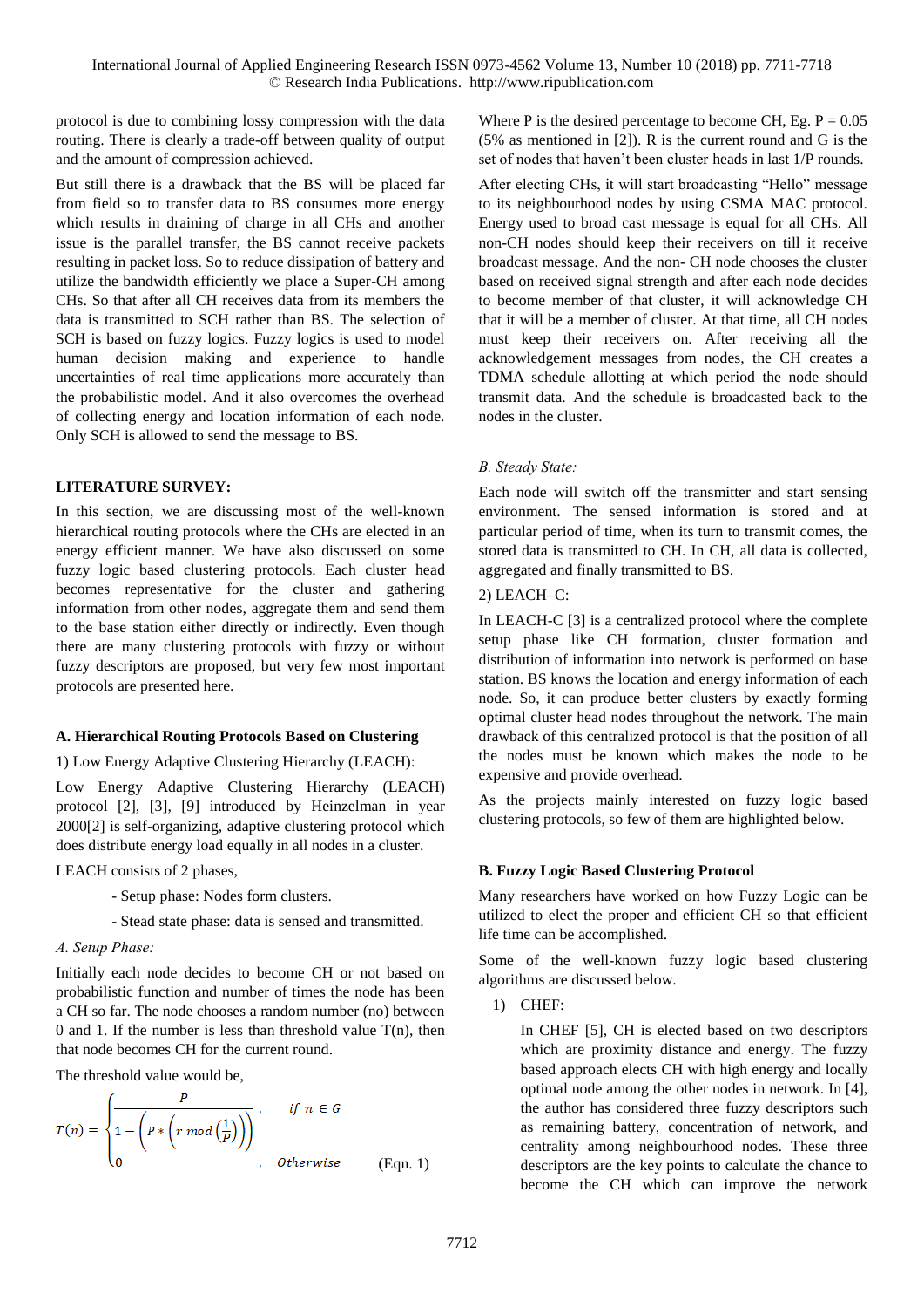protocol is due to combining lossy compression with the data routing. There is clearly a trade-off between quality of output and the amount of compression achieved.

But still there is a drawback that the BS will be placed far from field so to transfer data to BS consumes more energy which results in draining of charge in all CHs and another issue is the parallel transfer, the BS cannot receive packets resulting in packet loss. So to reduce dissipation of battery and utilize the bandwidth efficiently we place a Super-CH among CHs. So that after all CH receives data from its members the data is transmitted to SCH rather than BS. The selection of SCH is based on fuzzy logics. Fuzzy logics is used to model human decision making and experience to handle uncertainties of real time applications more accurately than the probabilistic model. And it also overcomes the overhead of collecting energy and location information of each node. Only SCH is allowed to send the message to BS.

## LITERATURE SURVEY:

In this section, we are discussing most of the well-known hierarchical routing protocols where the CHs are elected in an energy efficient manner. We have also discussed on some fuzzy logic based clustering protocols. Each cluster head becomes representative for the cluster and gathering information from other nodes, aggregate them and send them to the base station either directly or indirectly. Even though there are many clustering protocols with fuzzy or without fuzzy descriptors are proposed, but very few most important protocols are presented here.

### A. Hierarchical Routing Protocols Based on Clustering

1) Low Energy Adaptive Clustering Hierarchy (LEACH):

Low Energy Adaptive Clustering Hierarchy (LEACH) protocol [2], [3], [9] introduced by Heinzelman in year 2000[2] is self-organizing, adaptive clustering protocol which does distribute energy load equally in all nodes in a cluster.

LEACH consists of 2 phases,

- Setup phase: Nodes form clusters.
- Stead state phase: data is sensed and transmitted.

*A. Setup Phase:*

Initially each node decides to become CH or not based on probabilistic function and number of times the node has been a CH so far. The node chooses a random number (no) between 0 and 1. If the number is less than threshold value T(n), then that node becomes CH for the current round.

The threshold value would be,

$$T(n) = \begin{cases} \dfrac{P}{1-\left(P * \left(r \bmod \left(\frac{1}{P}\right)\right)\right)}, & \text{if } n \in G \\ 0, & \text{Otherwise} \end{cases} \quad \text{(Eqn. 1)}$$

Where P is the desired percentage to become CH, Eg. P = 0.05 (5% as mentioned in [2]). R is the current round and G is the set of nodes that haven't been cluster heads in last 1/P rounds.

After electing CHs, it will start broadcasting "Hello" message to its neighbourhood nodes by using CSMA MAC protocol. Energy used to broad cast message is equal for all CHs. All non-CH nodes should keep their receivers on till it receive broadcast message. And the non- CH node chooses the cluster based on received signal strength and after each node decides to become member of that cluster, it will acknowledge CH that it will be a member of cluster. At that time, all CH nodes must keep their receivers on. After receiving all the acknowledgement messages from nodes, the CH creates a TDMA schedule allotting at which period the node should transmit data. And the schedule is broadcasted back to the nodes in the cluster.

*B. Steady State:*

Each node will switch off the transmitter and start sensing environment. The sensed information is stored and at particular period of time, when its turn to transmit comes, the stored data is transmitted to CH. In CH, all data is collected, aggregated and finally transmitted to BS.

2) LEACH–C:

In LEACH-C [3] is a centralized protocol where the complete setup phase like CH formation, cluster formation and distribution of information into network is performed on base station. BS knows the location and energy information of each node. So, it can produce better clusters by exactly forming optimal cluster head nodes throughout the network. The main drawback of this centralized protocol is that the position of all the nodes must be known which makes the node to be expensive and provide overhead.

As the projects mainly interested on fuzzy logic based clustering protocols, so few of them are highlighted below.

### B. Fuzzy Logic Based Clustering Protocol

Many researchers have worked on how Fuzzy Logic can be utilized to elect the proper and efficient CH so that efficient life time can be accomplished.

Some of the well-known fuzzy logic based clustering algorithms are discussed below.

1) CHEF:

In CHEF [5], CH is elected based on two descriptors which are proximity distance and energy. The fuzzy based approach elects CH with high energy and locally optimal node among the other nodes in network. In [4], the author has considered three fuzzy descriptors such as remaining battery, concentration of network, and centrality among neighbourhood nodes. These three descriptors are the key points to calculate the chance to become the CH which can improve the network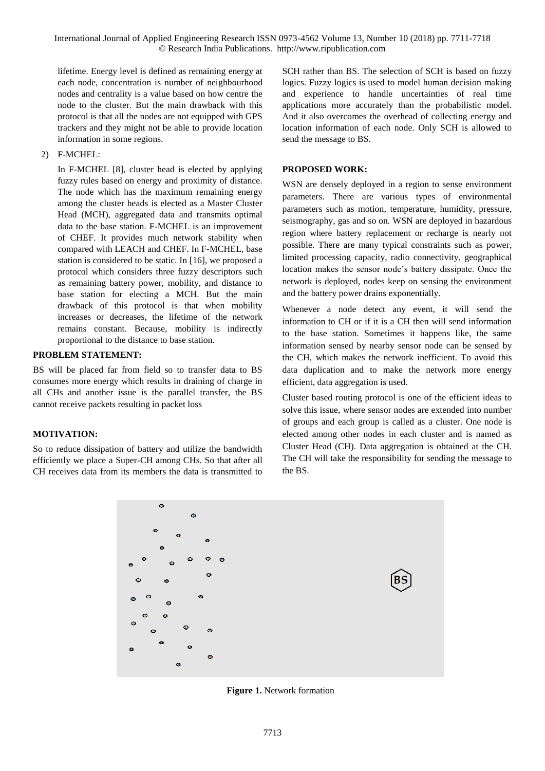lifetime. Energy level is defined as remaining energy at each node, concentration is number of neighbourhood nodes and centrality is a value based on how centre the node to the cluster. But the main drawback with this protocol is that all the nodes are not equipped with GPS trackers and they might not be able to provide location information in some regions.

2) F-MCHEL:

In F-MCHEL [8], cluster head is elected by applying fuzzy rules based on energy and proximity of distance. The node which has the maximum remaining energy among the cluster heads is elected as a Master Cluster Head (MCH), aggregated data and transmits optimal data to the base station. F-MCHEL is an improvement of CHEF. It provides much network stability when compared with LEACH and CHEF. In F-MCHEL, base station is considered to be static. In [16], we proposed a protocol which considers three fuzzy descriptors such as remaining battery power, mobility, and distance to base station for electing a MCH. But the main drawback of this protocol is that when mobility increases or decreases, the lifetime of the network remains constant. Because, mobility is indirectly proportional to the distance to base station.

**PROBLEM STATEMENT:**

BS will be placed far from field so to transfer data to BS consumes more energy which results in draining of charge in all CHs and another issue is the parallel transfer, the BS cannot receive packets resulting in packet loss

**MOTIVATION:**

So to reduce dissipation of battery and utilize the bandwidth efficiently we place a Super-CH among CHs. So that after all CH receives data from its members the data is transmitted to SCH rather than BS. The selection of SCH is based on fuzzy logics. Fuzzy logics is used to model human decision making and experience to handle uncertainties of real time applications more accurately than the probabilistic model. And it also overcomes the overhead of collecting energy and location information of each node. Only SCH is allowed to send the message to BS.

**PROPOSED WORK:**

WSN are densely deployed in a region to sense environment parameters. There are various types of environmental parameters such as motion, temperature, humidity, pressure, seismography, gas and so on. WSN are deployed in hazardous region where battery replacement or recharge is nearly not possible. There are many typical constraints such as power, limited processing capacity, radio connectivity, geographical location makes the sensor node's battery dissipate. Once the network is deployed, nodes keep on sensing the environment and the battery power drains exponentially.

Whenever a node detect any event, it will send the information to CH or if it is a CH then will send information to the base station. Sometimes it happens like, the same information sensed by nearby sensor node can be sensed by the CH, which makes the network inefficient. To avoid this data duplication and to make the network more energy efficient, data aggregation is used.

Cluster based routing protocol is one of the efficient ideas to solve this issue, where sensor nodes are extended into number of groups and each group is called as a cluster. One node is elected among other nodes in each cluster and is named as Cluster Head (CH). Data aggregation is obtained at the CH. The CH will take the responsibility for sending the message to the BS.

**Figure 1.** Network formation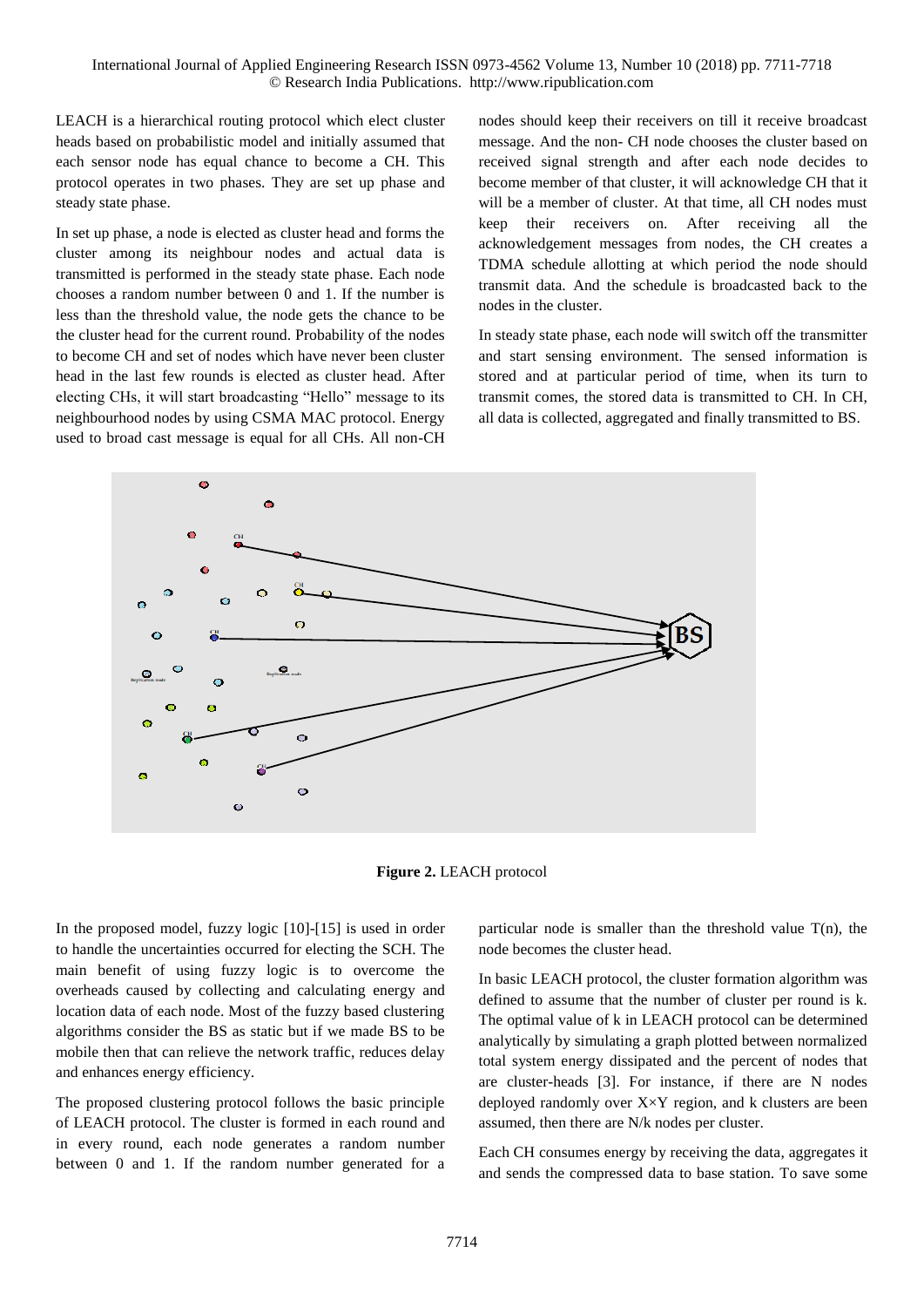LEACH is a hierarchical routing protocol which elect cluster heads based on probabilistic model and initially assumed that each sensor node has equal chance to become a CH. This protocol operates in two phases. They are set up phase and steady state phase.

In set up phase, a node is elected as cluster head and forms the cluster among its neighbour nodes and actual data is transmitted is performed in the steady state phase. Each node chooses a random number between 0 and 1. If the number is less than the threshold value, the node gets the chance to be the cluster head for the current round. Probability of the nodes to become CH and set of nodes which have never been cluster head in the last few rounds is elected as cluster head. After electing CHs, it will start broadcasting "Hello" message to its neighbourhood nodes by using CSMA MAC protocol. Energy used to broad cast message is equal for all CHs. All non-CH nodes should keep their receivers on till it receive broadcast message. And the non- CH node chooses the cluster based on received signal strength and after each node decides to become member of that cluster, it will acknowledge CH that it will be a member of cluster. At that time, all CH nodes must keep their receivers on. After receiving all the acknowledgement messages from nodes, the CH creates a TDMA schedule allotting at which period the node should transmit data. And the schedule is broadcasted back to the nodes in the cluster.

In steady state phase, each node will switch off the transmitter and start sensing environment. The sensed information is stored and at particular period of time, when its turn to transmit comes, the stored data is transmitted to CH. In CH, all data is collected, aggregated and finally transmitted to BS.

**Figure 2.** LEACH protocol

In the proposed model, fuzzy logic [10]-[15] is used in order to handle the uncertainties occurred for electing the SCH. The main benefit of using fuzzy logic is to overcome the overheads caused by collecting and calculating energy and location data of each node. Most of the fuzzy based clustering algorithms consider the BS as static but if we made BS to be mobile then that can relieve the network traffic, reduces delay and enhances energy efficiency.

The proposed clustering protocol follows the basic principle of LEACH protocol. The cluster is formed in each round and in every round, each node generates a random number between 0 and 1. If the random number generated for a particular node is smaller than the threshold value T(n), the node becomes the cluster head.

In basic LEACH protocol, the cluster formation algorithm was defined to assume that the number of cluster per round is k. The optimal value of k in LEACH protocol can be determined analytically by simulating a graph plotted between normalized total system energy dissipated and the percent of nodes that are cluster-heads [3]. For instance, if there are N nodes deployed randomly over $X \times Y$ region, and k clusters are been assumed, then there are N/k nodes per cluster.

Each CH consumes energy by receiving the data, aggregates it and sends the compressed data to base station. To save some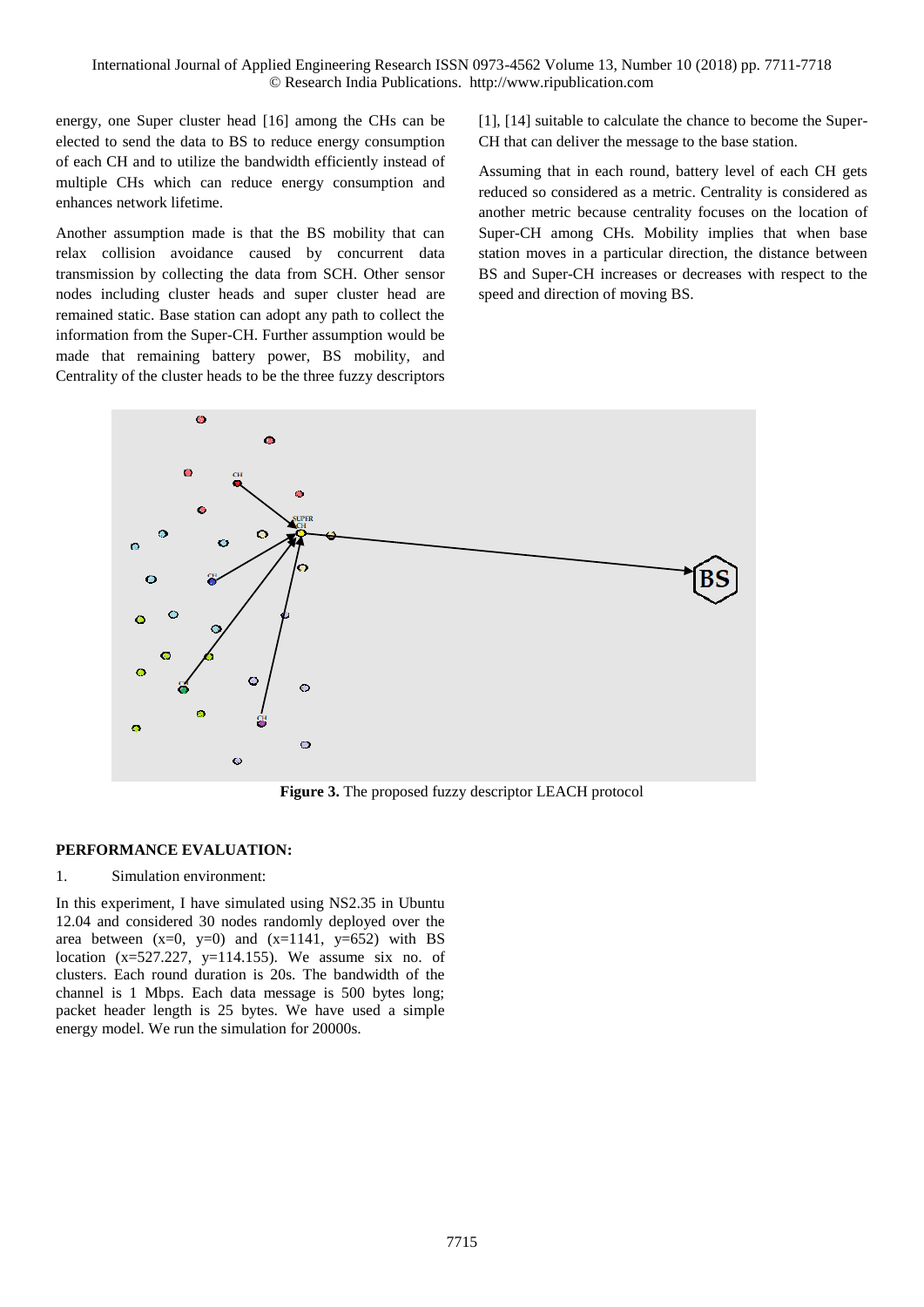energy, one Super cluster head [16] among the CHs can be elected to send the data to BS to reduce energy consumption of each CH and to utilize the bandwidth efficiently instead of multiple CHs which can reduce energy consumption and enhances network lifetime.

Another assumption made is that the BS mobility that can relax collision avoidance caused by concurrent data transmission by collecting the data from SCH. Other sensor nodes including cluster heads and super cluster head are remained static. Base station can adopt any path to collect the information from the Super-CH. Further assumption would be made that remaining battery power, BS mobility, and Centrality of the cluster heads to be the three fuzzy descriptors [1], [14] suitable to calculate the chance to become the Super-CH that can deliver the message to the base station.

Assuming that in each round, battery level of each CH gets reduced so considered as a metric. Centrality is considered as another metric because centrality focuses on the location of Super-CH among CHs. Mobility implies that when base station moves in a particular direction, the distance between BS and Super-CH increases or decreases with respect to the speed and direction of moving BS.

**Figure 3.** The proposed fuzzy descriptor LEACH protocol

**PERFORMANCE EVALUATION:**

1. Simulation environment:

In this experiment, I have simulated using NS2.35 in Ubuntu 12.04 and considered 30 nodes randomly deployed over the area between (x=0, y=0) and (x=1141, y=652) with BS location (x=527.227, y=114.155). We assume six no. of clusters. Each round duration is 20s. The bandwidth of the channel is 1 Mbps. Each data message is 500 bytes long; packet header length is 25 bytes. We have used a simple energy model. We run the simulation for 20000s.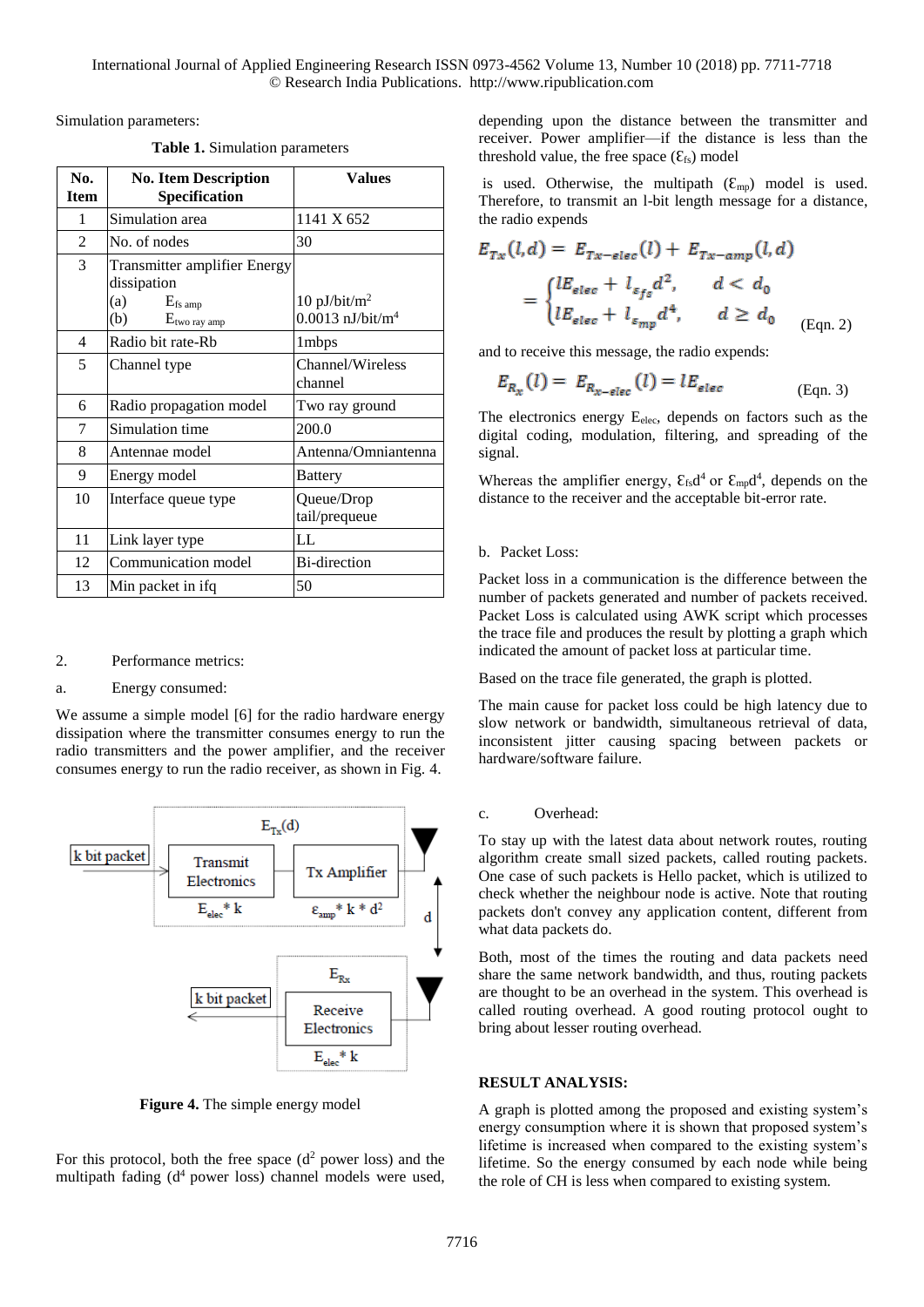Simulation parameters:

**Table 1.** Simulation parameters

| No. Item | No. Item Description Specification | Values |
|---|---|---|
| 1 | Simulation area | 1141 X 652 |
| 2 | No. of nodes | 30 |
| 3 | Transmitter amplifier Energy dissipation<br>(a) $E_{fs\ amp}$<br>(b) $E_{two\ ray\ amp}$ | <br>10 pJ/bit/m$^2$<br>0.0013 nJ/bit/m$^4$ |
| 4 | Radio bit rate-Rb | 1mbps |
| 5 | Channel type | Channel/Wireless channel |
| 6 | Radio propagation model | Two ray ground |
| 7 | Simulation time | 200.0 |
| 8 | Antennae model | Antenna/Omniantenna |
| 9 | Energy model | Battery |
| 10 | Interface queue type | Queue/Drop tail/prequeue |
| 11 | Link layer type | LL |
| 12 | Communication model | Bi-direction |
| 13 | Min packet in ifq | 50 |

2. Performance metrics:

a. Energy consumed:

We assume a simple model [6] for the radio hardware energy dissipation where the transmitter consumes energy to run the radio transmitters and the power amplifier, and the receiver consumes energy to run the radio receiver, as shown in Fig. 4.

**Figure 4.** The simple energy model

For this protocol, both the free space ($d^2$ power loss) and the multipath fading ($d^4$ power loss) channel models were used, depending upon the distance between the transmitter and receiver. Power amplifier—if the distance is less than the threshold value, the free space ($\mathcal{E}_{fs}$) model

is used. Otherwise, the multipath ($\mathcal{E}_{mp}$) model is used. Therefore, to transmit an l-bit length message for a distance, the radio expends

$$E_{Tx}(l,d) = E_{Tx-elec}(l) + E_{Tx-amp}(l,d) = \begin{cases} lE_{elec} + l_{\varepsilon_{fs}}d^2, & d < d_0 \\ lE_{elec} + l_{\varepsilon_{mp}}d^4, & d \geq d_0 \end{cases} \quad \text{(Eqn. 2)}$$

and to receive this message, the radio expends:

$$E_{R_x}(l) = E_{R_{x-elec}}(l) = lE_{elec} \quad \text{(Eqn. 3)}$$

The electronics energy $E_{elec}$, depends on factors such as the digital coding, modulation, filtering, and spreading of the signal.

Whereas the amplifier energy, $\mathcal{E}_{fs}d^4$ or $\mathcal{E}_{mp}d^4$, depends on the distance to the receiver and the acceptable bit-error rate.

b. Packet Loss:

Packet loss in a communication is the difference between the number of packets generated and number of packets received. Packet Loss is calculated using AWK script which processes the trace file and produces the result by plotting a graph which indicated the amount of packet loss at particular time.

Based on the trace file generated, the graph is plotted.

The main cause for packet loss could be high latency due to slow network or bandwidth, simultaneous retrieval of data, inconsistent jitter causing spacing between packets or hardware/software failure.

c. Overhead:

To stay up with the latest data about network routes, routing algorithm create small sized packets, called routing packets. One case of such packets is Hello packet, which is utilized to check whether the neighbour node is active. Note that routing packets don't convey any application content, different from what data packets do.

Both, most of the times the routing and data packets need share the same network bandwidth, and thus, routing packets are thought to be an overhead in the system. This overhead is called routing overhead. A good routing protocol ought to bring about lesser routing overhead.

## RESULT ANALYSIS:

A graph is plotted among the proposed and existing system's energy consumption where it is shown that proposed system's lifetime is increased when compared to the existing system's lifetime. So the energy consumed by each node while being the role of CH is less when compared to existing system.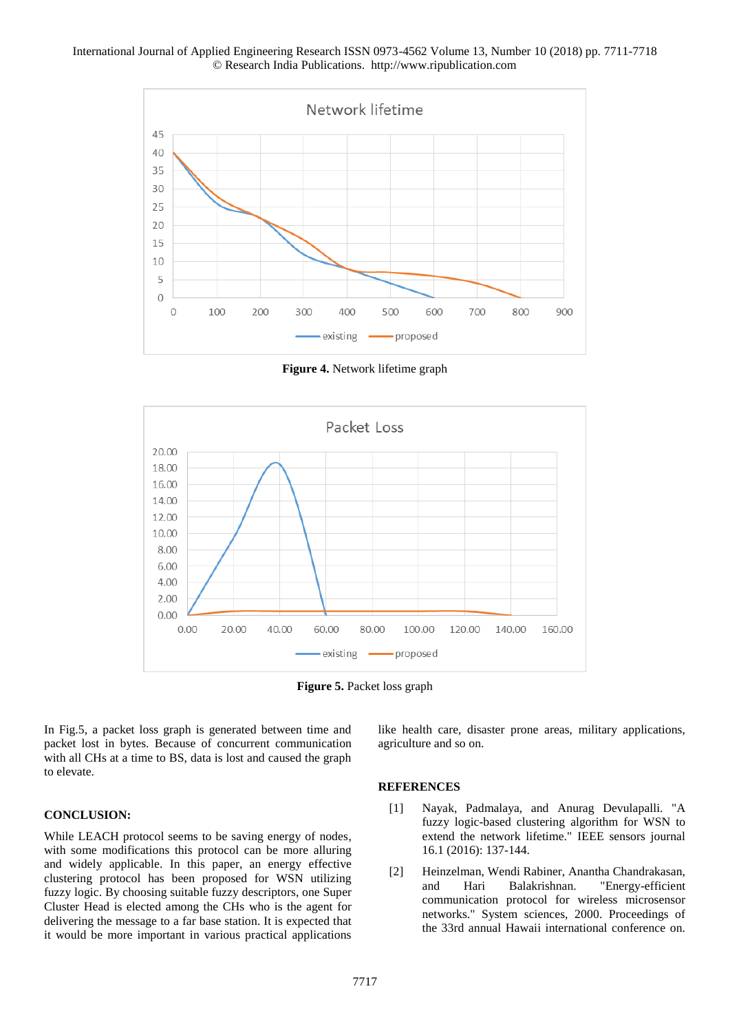**Figure 4.** Network lifetime graph

**Figure 5.** Packet loss graph

In Fig.5, a packet loss graph is generated between time and packet lost in bytes. Because of concurrent communication with all CHs at a time to BS, data is lost and caused the graph to elevate.

## CONCLUSION:

While LEACH protocol seems to be saving energy of nodes, with some modifications this protocol can be more alluring and widely applicable. In this paper, an energy effective clustering protocol has been proposed for WSN utilizing fuzzy logic. By choosing suitable fuzzy descriptors, one Super Cluster Head is elected among the CHs who is the agent for delivering the message to a far base station. It is expected that it would be more important in various practical applications like health care, disaster prone areas, military applications, agriculture and so on.

## REFERENCES

[1] Nayak, Padmalaya, and Anurag Devulapalli. "A fuzzy logic-based clustering algorithm for WSN to extend the network lifetime." IEEE sensors journal 16.1 (2016): 137-144.

[2] Heinzelman, Wendi Rabiner, Anantha Chandrakasan, and Hari Balakrishnan. "Energy-efficient communication protocol for wireless microsensor networks." System sciences, 2000. Proceedings of the 33rd annual Hawaii international conference on.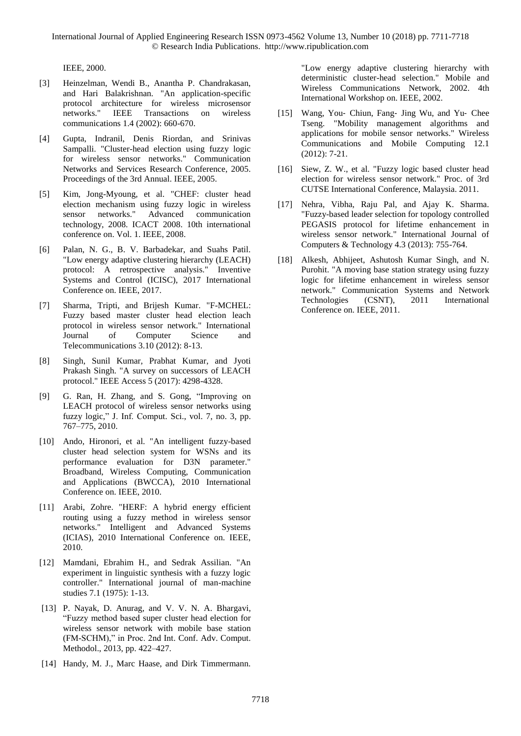IEEE, 2000.

[3] Heinzelman, Wendi B., Anantha P. Chandrakasan, and Hari Balakrishnan. "An application-specific protocol architecture for wireless microsensor networks." IEEE Transactions on wireless communications 1.4 (2002): 660-670.

[4] Gupta, Indranil, Denis Riordan, and Srinivas Sampalli. "Cluster-head election using fuzzy logic for wireless sensor networks." Communication Networks and Services Research Conference, 2005. Proceedings of the 3rd Annual. IEEE, 2005.

[5] Kim, Jong-Myoung, et al. "CHEF: cluster head election mechanism using fuzzy logic in wireless sensor networks." Advanced communication technology, 2008. ICACT 2008. 10th international conference on. Vol. 1. IEEE, 2008.

[6] Palan, N. G., B. V. Barbadekar, and Suahs Patil. "Low energy adaptive clustering hierarchy (LEACH) protocol: A retrospective analysis." Inventive Systems and Control (ICISC), 2017 International Conference on. IEEE, 2017.

[7] Sharma, Tripti, and Brijesh Kumar. "F-MCHEL: Fuzzy based master cluster head election leach protocol in wireless sensor network." International Journal of Computer Science and Telecommunications 3.10 (2012): 8-13.

[8] Singh, Sunil Kumar, Prabhat Kumar, and Jyoti Prakash Singh. "A survey on successors of LEACH protocol." IEEE Access 5 (2017): 4298-4328.

[9] G. Ran, H. Zhang, and S. Gong, "Improving on LEACH protocol of wireless sensor networks using fuzzy logic," J. Inf. Comput. Sci., vol. 7, no. 3, pp. 767–775, 2010.

[10] Ando, Hironori, et al. "An intelligent fuzzy-based cluster head selection system for WSNs and its performance evaluation for D3N parameter." Broadband, Wireless Computing, Communication and Applications (BWCCA), 2010 International Conference on. IEEE, 2010.

[11] Arabi, Zohre. "HERF: A hybrid energy efficient routing using a fuzzy method in wireless sensor networks." Intelligent and Advanced Systems (ICIAS), 2010 International Conference on. IEEE, 2010.

[12] Mamdani, Ebrahim H., and Sedrak Assilian. "An experiment in linguistic synthesis with a fuzzy logic controller." International journal of man-machine studies 7.1 (1975): 1-13.

[13] P. Nayak, D. Anurag, and V. V. N. A. Bhargavi, "Fuzzy method based super cluster head election for wireless sensor network with mobile base station (FM-SCHM)," in Proc. 2nd Int. Conf. Adv. Comput. Methodol., 2013, pp. 422–427.

[14] Handy, M. J., Marc Haase, and Dirk Timmermann. "Low energy adaptive clustering hierarchy with deterministic cluster-head selection." Mobile and Wireless Communications Network, 2002. 4th International Workshop on. IEEE, 2002.

[15] Wang, You- Chiun, Fang- Jing Wu, and Yu- Chee Tseng. "Mobility management algorithms and applications for mobile sensor networks." Wireless Communications and Mobile Computing 12.1 (2012): 7-21.

[16] Siew, Z. W., et al. "Fuzzy logic based cluster head election for wireless sensor network." Proc. of 3rd CUTSE International Conference, Malaysia. 2011.

[17] Nehra, Vibha, Raju Pal, and Ajay K. Sharma. "Fuzzy-based leader selection for topology controlled PEGASIS protocol for lifetime enhancement in wireless sensor network." International Journal of Computers & Technology 4.3 (2013): 755-764.

[18] Alkesh, Abhijeet, Ashutosh Kumar Singh, and N. Purohit. "A moving base station strategy using fuzzy logic for lifetime enhancement in wireless sensor network." Communication Systems and Network Technologies (CSNT), 2011 International Conference on. IEEE, 2011.